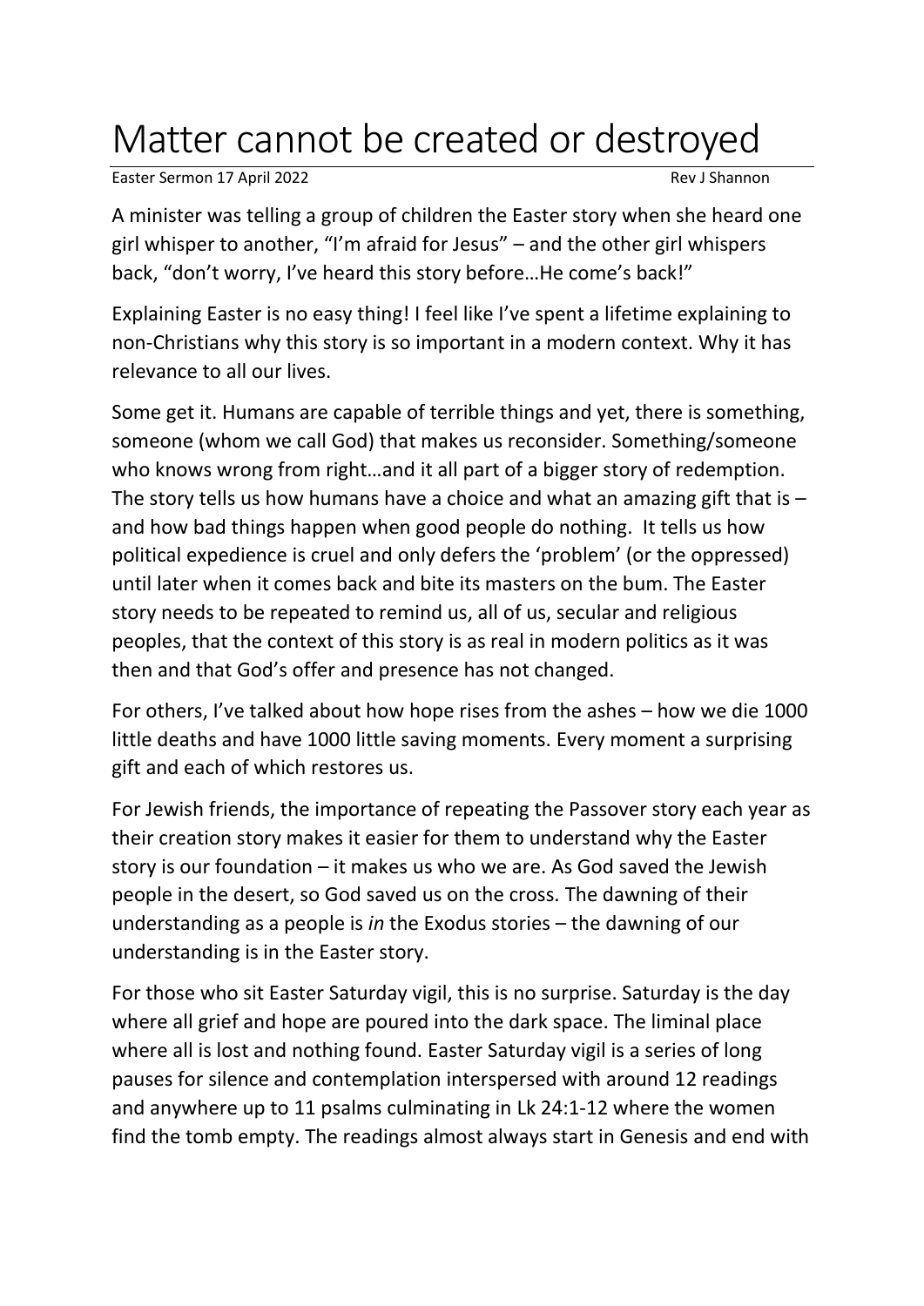# Matter cannot be created or destroyed

Easter Sermon 17 April 2022 Rev J Shannon

A minister was telling a group of children the Easter story when she heard one girl whisper to another, "I'm afraid for Jesus" – and the other girl whispers back, "don't worry, I've heard this story before…He come's back!"

Explaining Easter is no easy thing! I feel like I've spent a lifetime explaining to non-Christians why this story is so important in a modern context. Why it has relevance to all our lives.

Some get it. Humans are capable of terrible things and yet, there is something, someone (whom we call God) that makes us reconsider. Something/someone who knows wrong from right…and it all part of a bigger story of redemption. The story tells us how humans have a choice and what an amazing gift that is – and how bad things happen when good people do nothing. It tells us how political expedience is cruel and only defers the 'problem' (or the oppressed) until later when it comes back and bite its masters on the bum. The Easter story needs to be repeated to remind us, all of us, secular and religious peoples, that the context of this story is as real in modern politics as it was then and that God's offer and presence has not changed.

For others, I've talked about how hope rises from the ashes – how we die 1000 little deaths and have 1000 little saving moments. Every moment a surprising gift and each of which restores us.

For Jewish friends, the importance of repeating the Passover story each year as their creation story makes it easier for them to understand why the Easter story is our foundation – it makes us who we are. As God saved the Jewish people in the desert, so God saved us on the cross. The dawning of their understanding as a people is *in* the Exodus stories – the dawning of our understanding is in the Easter story.

For those who sit Easter Saturday vigil, this is no surprise. Saturday is the day where all grief and hope are poured into the dark space. The liminal place where all is lost and nothing found. Easter Saturday vigil is a series of long pauses for silence and contemplation interspersed with around 12 readings and anywhere up to 11 psalms culminating in Lk 24:1-12 where the women find the tomb empty. The readings almost always start in Genesis and end with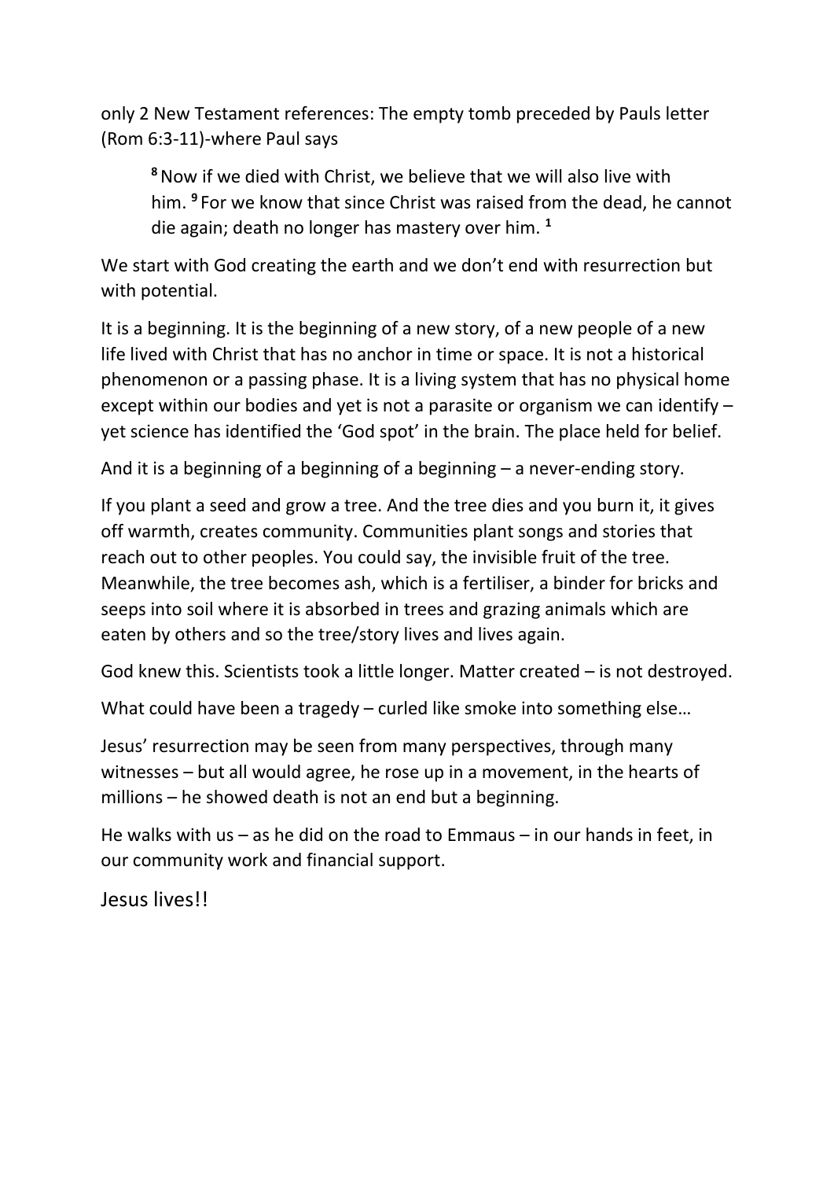only 2 New Testament references: The empty tomb preceded by Pauls letter (Rom 6:3-11)-where Paul says

> [8] Now if we died with Christ, we believe that we will also live with him. [9] For we know that since Christ was raised from the dead, he cannot die again; death no longer has mastery over him. [1]

We start with God creating the earth and we don't end with resurrection but with potential.

It is a beginning. It is the beginning of a new story, of a new people of a new life lived with Christ that has no anchor in time or space. It is not a historical phenomenon or a passing phase. It is a living system that has no physical home except within our bodies and yet is not a parasite or organism we can identify – yet science has identified the 'God spot' in the brain. The place held for belief.

And it is a beginning of a beginning of a beginning – a never-ending story.

If you plant a seed and grow a tree. And the tree dies and you burn it, it gives off warmth, creates community. Communities plant songs and stories that reach out to other peoples. You could say, the invisible fruit of the tree. Meanwhile, the tree becomes ash, which is a fertiliser, a binder for bricks and seeps into soil where it is absorbed in trees and grazing animals which are eaten by others and so the tree/story lives and lives again.

God knew this. Scientists took a little longer. Matter created – is not destroyed.

What could have been a tragedy – curled like smoke into something else…

Jesus' resurrection may be seen from many perspectives, through many witnesses – but all would agree, he rose up in a movement, in the hearts of millions – he showed death is not an end but a beginning.

He walks with us – as he did on the road to Emmaus – in our hands in feet, in our community work and financial support.

Jesus lives!!